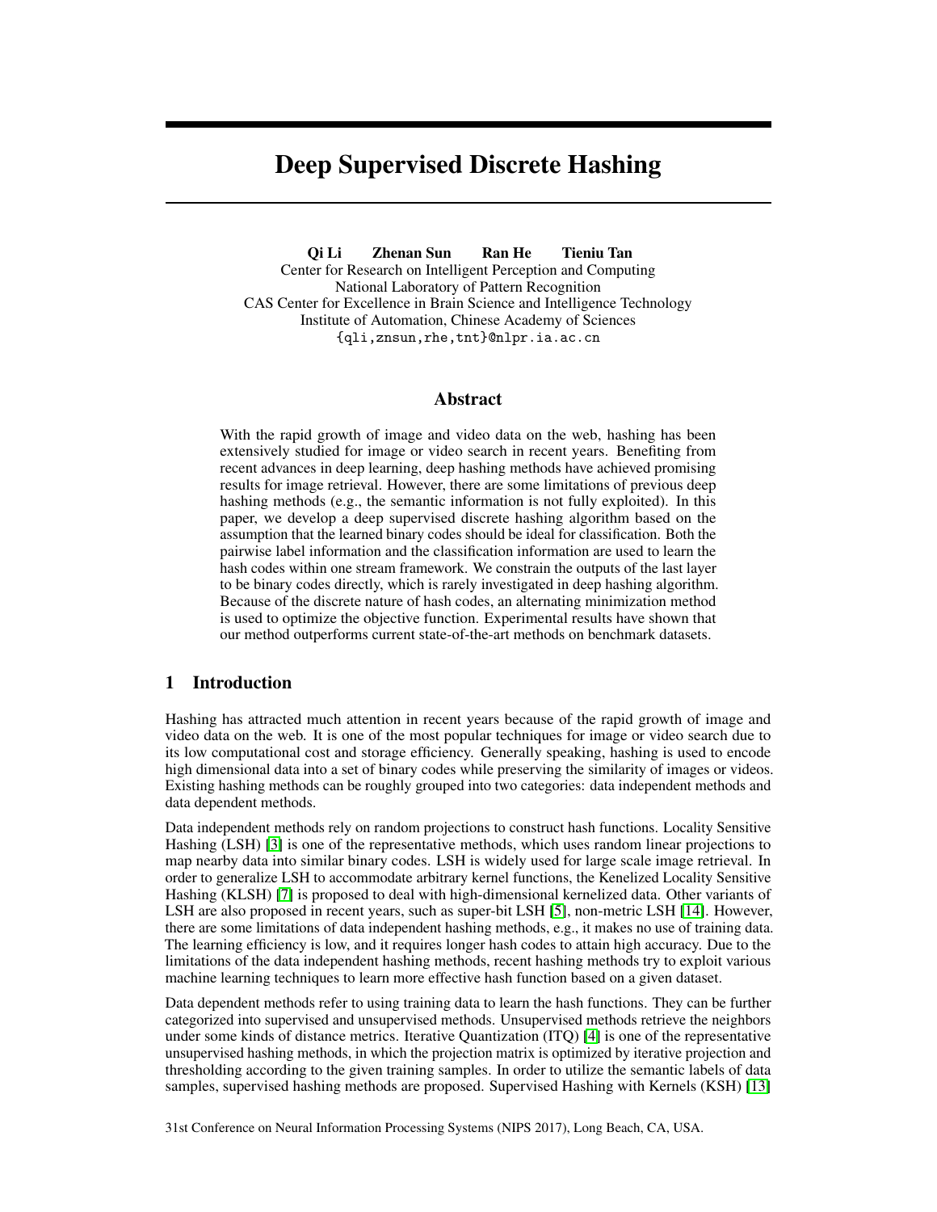# Deep Supervised Discrete Hashing

**Qi Li  Zhenan Sun  Ran He  Tieniu Tan**
Center for Research on Intelligent Perception and Computing
National Laboratory of Pattern Recognition
CAS Center for Excellence in Brain Science and Intelligence Technology
Institute of Automation, Chinese Academy of Sciences
{qli,znsun,rhe,tnt}@nlpr.ia.ac.cn

## Abstract

With the rapid growth of image and video data on the web, hashing has been extensively studied for image or video search in recent years. Benefiting from recent advances in deep learning, deep hashing methods have achieved promising results for image retrieval. However, there are some limitations of previous deep hashing methods (e.g., the semantic information is not fully exploited). In this paper, we develop a deep supervised discrete hashing algorithm based on the assumption that the learned binary codes should be ideal for classification. Both the pairwise label information and the classification information are used to learn the hash codes within one stream framework. We constrain the outputs of the last layer to be binary codes directly, which is rarely investigated in deep hashing algorithm. Because of the discrete nature of hash codes, an alternating minimization method is used to optimize the objective function. Experimental results have shown that our method outperforms current state-of-the-art methods on benchmark datasets.

## 1 Introduction

Hashing has attracted much attention in recent years because of the rapid growth of image and video data on the web. It is one of the most popular techniques for image or video search due to its low computational cost and storage efficiency. Generally speaking, hashing is used to encode high dimensional data into a set of binary codes while preserving the similarity of images or videos. Existing hashing methods can be roughly grouped into two categories: data independent methods and data dependent methods.

Data independent methods rely on random projections to construct hash functions. Locality Sensitive Hashing (LSH) [3] is one of the representative methods, which uses random linear projections to map nearby data into similar binary codes. LSH is widely used for large scale image retrieval. In order to generalize LSH to accommodate arbitrary kernel functions, the Kenelized Locality Sensitive Hashing (KLSH) [7] is proposed to deal with high-dimensional kernelized data. Other variants of LSH are also proposed in recent years, such as super-bit LSH [5], non-metric LSH [14]. However, there are some limitations of data independent hashing methods, e.g., it makes no use of training data. The learning efficiency is low, and it requires longer hash codes to attain high accuracy. Due to the limitations of the data independent hashing methods, recent hashing methods try to exploit various machine learning techniques to learn more effective hash function based on a given dataset.

Data dependent methods refer to using training data to learn the hash functions. They can be further categorized into supervised and unsupervised methods. Unsupervised methods retrieve the neighbors under some kinds of distance metrics. Iterative Quantization (ITQ) [4] is one of the representative unsupervised hashing methods, in which the projection matrix is optimized by iterative projection and thresholding according to the given training samples. In order to utilize the semantic labels of data samples, supervised hashing methods are proposed. Supervised Hashing with Kernels (KSH) [13]

31st Conference on Neural Information Processing Systems (NIPS 2017), Long Beach, CA, USA.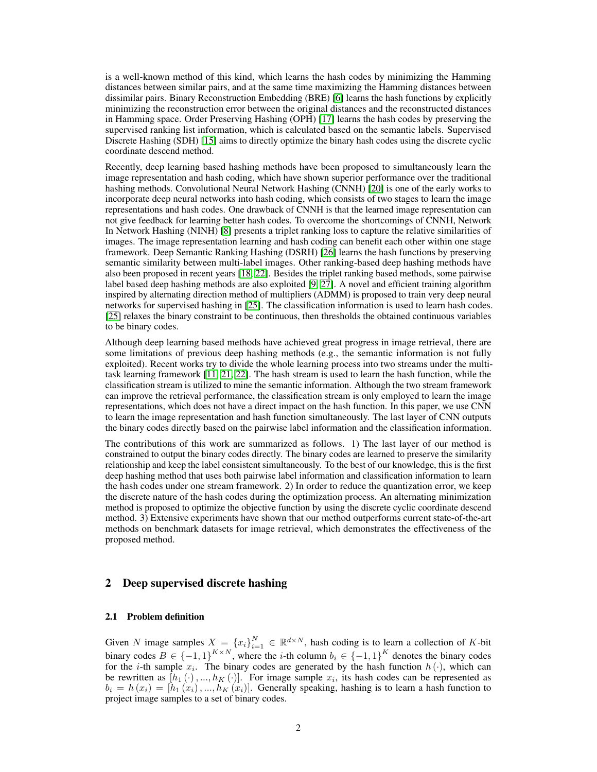is a well-known method of this kind, which learns the hash codes by minimizing the Hamming distances between similar pairs, and at the same time maximizing the Hamming distances between dissimilar pairs. Binary Reconstruction Embedding (BRE) [6] learns the hash functions by explicitly minimizing the reconstruction error between the original distances and the reconstructed distances in Hamming space. Order Preserving Hashing (OPH) [17] learns the hash codes by preserving the supervised ranking list information, which is calculated based on the semantic labels. Supervised Discrete Hashing (SDH) [15] aims to directly optimize the binary hash codes using the discrete cyclic coordinate descend method.

Recently, deep learning based hashing methods have been proposed to simultaneously learn the image representation and hash coding, which have shown superior performance over the traditional hashing methods. Convolutional Neural Network Hashing (CNNH) [20] is one of the early works to incorporate deep neural networks into hash coding, which consists of two stages to learn the image representations and hash codes. One drawback of CNNH is that the learned image representation can not give feedback for learning better hash codes. To overcome the shortcomings of CNNH, Network In Network Hashing (NINH) [8] presents a triplet ranking loss to capture the relative similarities of images. The image representation learning and hash coding can benefit each other within one stage framework. Deep Semantic Ranking Hashing (DSRH) [26] learns the hash functions by preserving semantic similarity between multi-label images. Other ranking-based deep hashing methods have also been proposed in recent years [18, 22]. Besides the triplet ranking based methods, some pairwise label based deep hashing methods are also exploited [9, 27]. A novel and efficient training algorithm inspired by alternating direction method of multipliers (ADMM) is proposed to train very deep neural networks for supervised hashing in [25]. The classification information is used to learn hash codes. [25] relaxes the binary constraint to be continuous, then thresholds the obtained continuous variables to be binary codes.

Although deep learning based methods have achieved great progress in image retrieval, there are some limitations of previous deep hashing methods (e.g., the semantic information is not fully exploited). Recent works try to divide the whole learning process into two streams under the multi-task learning framework [11, 21, 22]. The hash stream is used to learn the hash function, while the classification stream is utilized to mine the semantic information. Although the two stream framework can improve the retrieval performance, the classification stream is only employed to learn the image representations, which does not have a direct impact on the hash function. In this paper, we use CNN to learn the image representation and hash function simultaneously. The last layer of CNN outputs the binary codes directly based on the pairwise label information and the classification information.

The contributions of this work are summarized as follows. 1) The last layer of our method is constrained to output the binary codes directly. The binary codes are learned to preserve the similarity relationship and keep the label consistent simultaneously. To the best of our knowledge, this is the first deep hashing method that uses both pairwise label information and classification information to learn the hash codes under one stream framework. 2) In order to reduce the quantization error, we keep the discrete nature of the hash codes during the optimization process. An alternating minimization method is proposed to optimize the objective function by using the discrete cyclic coordinate descend method. 3) Extensive experiments have shown that our method outperforms current state-of-the-art methods on benchmark datasets for image retrieval, which demonstrates the effectiveness of the proposed method.

## 2 Deep supervised discrete hashing

### 2.1 Problem definition

Given $N$ image samples $X = \{x_i\}_{i=1}^{N} \in \mathbb{R}^{d \times N}$, hash coding is to learn a collection of $K$-bit binary codes $B \in \{-1, 1\}^{K \times N}$, where the $i$-th column $b_i \in \{-1, 1\}^{K}$ denotes the binary codes for the $i$-th sample $x_i$. The binary codes are generated by the hash function $h(\cdot)$, which can be rewritten as $[h_1(\cdot), ..., h_K(\cdot)]$. For image sample $x_i$, its hash codes can be represented as $b_i = h(x_i) = [h_1(x_i), ..., h_K(x_i)]$. Generally speaking, hashing is to learn a hash function to project image samples to a set of binary codes.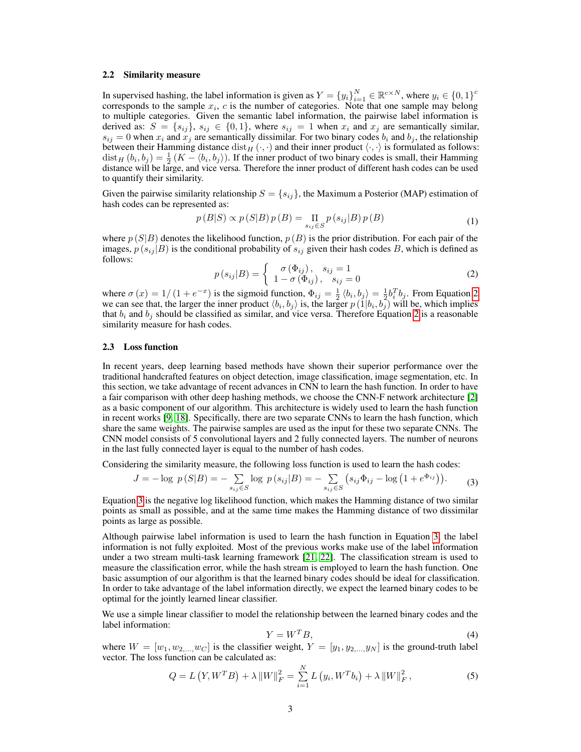### 2.2 Similarity measure

In supervised hashing, the label information is given as $Y = \{y_i\}_{i=1}^N \in \mathbb{R}^{c \times N}$, where $y_i \in \{0,1\}^c$ corresponds to the sample $x_i$, $c$ is the number of categories. Note that one sample may belong to multiple categories. Given the semantic label information, the pairwise label information is derived as: $S = \{s_{ij}\}$, $s_{ij} \in \{0,1\}$, where $s_{ij} = 1$ when $x_i$ and $x_j$ are semantically similar, $s_{ij} = 0$ when $x_i$ and $x_j$ are semantically dissimilar. For two binary codes $b_i$ and $b_j$, the relationship between their Hamming distance $\text{dist}_H(\cdot,\cdot)$ and their inner product $\langle \cdot,\cdot \rangle$ is formulated as follows: $\text{dist}_H(b_i, b_j) = \frac{1}{2}(K - \langle b_i, b_j \rangle)$. If the inner product of two binary codes is small, their Hamming distance will be large, and vice versa. Therefore the inner product of different hash codes can be used to quantify their similarity.

Given the pairwise similarity relationship $S = \{s_{ij}\}$, the Maximum a Posterior (MAP) estimation of hash codes can be represented as:

$$p(B|S) \propto p(S|B)\, p(B) = \prod_{s_{ij} \in S} p(s_{ij}|B)\, p(B) \tag{1}$$

where $p(S|B)$ denotes the likelihood function, $p(B)$ is the prior distribution. For each pair of the images, $p(s_{ij}|B)$ is the conditional probability of $s_{ij}$ given their hash codes $B$, which is defined as follows:

$$p(s_{ij}|B) = \begin{cases} \sigma(\Phi_{ij}), & s_{ij} = 1 \\ 1 - \sigma(\Phi_{ij}), & s_{ij} = 0 \end{cases} \tag{2}$$

where $\sigma(x) = 1/(1 + e^{-x})$ is the sigmoid function, $\Phi_{ij} = \frac{1}{2}\langle b_i, b_j \rangle = \frac{1}{2} b_i^T b_j$. From Equation 2 we can see that, the larger the inner product $\langle b_i, b_j \rangle$ is, the larger $p(1|b_i, b_j)$ will be, which implies that $b_i$ and $b_j$ should be classified as similar, and vice versa. Therefore Equation 2 is a reasonable similarity measure for hash codes.

### 2.3 Loss function

In recent years, deep learning based methods have shown their superior performance over the traditional handcrafted features on object detection, image classification, image segmentation, etc. In this section, we take advantage of recent advances in CNN to learn the hash function. In order to have a fair comparison with other deep hashing methods, we choose the CNN-F network architecture [2] as a basic component of our algorithm. This architecture is widely used to learn the hash function in recent works [9, 18]. Specifically, there are two separate CNNs to learn the hash function, which share the same weights. The pairwise samples are used as the input for these two separate CNNs. The CNN model consists of 5 convolutional layers and 2 fully connected layers. The number of neurons in the last fully connected layer is equal to the number of hash codes.

Considering the similarity measure, the following loss function is used to learn the hash codes:

$$J = -\log\, p(S|B) = -\sum_{s_{ij} \in S} \log\, p(s_{ij}|B) = -\sum_{s_{ij} \in S} \left( s_{ij}\Phi_{ij} - \log\left(1 + e^{\Phi_{ij}}\right) \right). \tag{3}$$

Equation 3 is the negative log likelihood function, which makes the Hamming distance of two similar points as small as possible, and at the same time makes the Hamming distance of two dissimilar points as large as possible.

Although pairwise label information is used to learn the hash function in Equation 3, the label information is not fully exploited. Most of the previous works make use of the label information under a two stream multi-task learning framework [21, 22]. The classification stream is used to measure the classification error, while the hash stream is employed to learn the hash function. One basic assumption of our algorithm is that the learned binary codes should be ideal for classification. In order to take advantage of the label information directly, we expect the learned binary codes to be optimal for the jointly learned linear classifier.

We use a simple linear classifier to model the relationship between the learned binary codes and the label information:

$$Y = W^T B, \tag{4}$$

where $W = [w_1, w_{2,\ldots,} w_C]$ is the classifier weight, $Y = [y_1, y_{2,\ldots,} y_N]$ is the ground-truth label vector. The loss function can be calculated as:

$$Q = L\left(Y, W^T B\right) + \lambda \|W\|_F^2 = \sum_{i=1}^{N} L\left(y_i, W^T b_i\right) + \lambda \|W\|_F^2, \tag{5}$$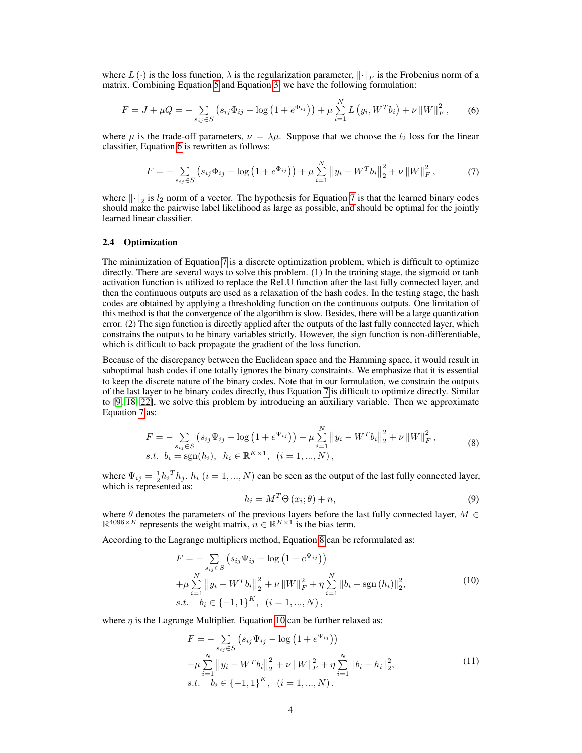where $L(\cdot)$ is the loss function, $\lambda$ is the regularization parameter, $\|\cdot\|_F$ is the Frobenius norm of a matrix. Combining Equation 5 and Equation 3, we have the following formulation:

$$F = J + \mu Q = -\sum_{s_{ij} \in S} \left( s_{ij} \Phi_{ij} - \log\left(1 + e^{\Phi_{ij}}\right)\right) + \mu \sum_{i=1}^{N} L\left(y_i, W^T b_i\right) + \nu \|W\|_F^2, \tag{6}$$

where $\mu$ is the trade-off parameters, $\nu = \lambda \mu$. Suppose that we choose the $l_2$ loss for the linear classifier, Equation 6 is rewritten as follows:

$$F = -\sum_{s_{ij} \in S} \left( s_{ij} \Phi_{ij} - \log\left(1 + e^{\Phi_{ij}}\right)\right) + \mu \sum_{i=1}^{N} \left\| y_i - W^T b_i \right\|_2^2 + \nu \|W\|_F^2, \tag{7}$$

where $\|\cdot\|_2$ is $l_2$ norm of a vector. The hypothesis for Equation 7 is that the learned binary codes should make the pairwise label likelihood as large as possible, and should be optimal for the jointly learned linear classifier.

### 2.4 Optimization

The minimization of Equation 7 is a discrete optimization problem, which is difficult to optimize directly. There are several ways to solve this problem. (1) In the training stage, the sigmoid or tanh activation function is utilized to replace the ReLU function after the last fully connected layer, and then the continuous outputs are used as a relaxation of the hash codes. In the testing stage, the hash codes are obtained by applying a thresholding function on the continuous outputs. One limitation of this method is that the convergence of the algorithm is slow. Besides, there will be a large quantization error. (2) The sign function is directly applied after the outputs of the last fully connected layer, which constrains the outputs to be binary variables strictly. However, the sign function is non-differentiable, which is difficult to back propagate the gradient of the loss function.

Because of the discrepancy between the Euclidean space and the Hamming space, it would result in suboptimal hash codes if one totally ignores the binary constraints. We emphasize that it is essential to keep the discrete nature of the binary codes. Note that in our formulation, we constrain the outputs of the last layer to be binary codes directly, thus Equation 7 is difficult to optimize directly. Similar to [9, 18, 22], we solve this problem by introducing an auxiliary variable. Then we approximate Equation 7 as:

$$\begin{aligned}
&F = -\sum_{s_{ij} \in S} \left( s_{ij} \Psi_{ij} - \log\left(1 + e^{\Psi_{ij}}\right)\right) + \mu \sum_{i=1}^{N} \left\| y_i - W^T b_i \right\|_2^2 + \nu \|W\|_F^2, \\
&s.t.\;\; b_i = \operatorname{sgn}(h_i),\;\; h_i \in \mathbb{R}^{K \times 1},\;\; (i = 1, ..., N),
\end{aligned} \tag{8}$$

where $\Psi_{ij} = \frac{1}{2} {h_i}^T h_j$. $h_i$ $(i = 1, ..., N)$ can be seen as the output of the last fully connected layer, which is represented as:

$$h_i = M^T \Theta\left(x_i; \theta\right) + n, \tag{9}$$

where $\theta$ denotes the parameters of the previous layers before the last fully connected layer, $M \in \mathbb{R}^{4096 \times K}$ represents the weight matrix, $n \in \mathbb{R}^{K \times 1}$ is the bias term.

According to the Lagrange multipliers method, Equation 8 can be reformulated as:

$$\begin{aligned}
F = &-\sum_{s_{ij} \in S} \left( s_{ij} \Psi_{ij} - \log\left(1 + e^{\Psi_{ij}}\right)\right) \\
&+\mu \sum_{i=1}^{N} \left\| y_i - W^T b_i \right\|_2^2 + \nu \|W\|_F^2 + \eta \sum_{i=1}^{N} \|b_i - \operatorname{sgn}(h_i)\|_2^2, \\
&s.t.\quad b_i \in \{-1, 1\}^K,\;\; (i = 1, ..., N),
\end{aligned} \tag{10}$$

where $\eta$ is the Lagrange Multiplier. Equation 10 can be further relaxed as:

$$\begin{aligned}
F = &-\sum_{s_{ij} \in S} \left( s_{ij} \Psi_{ij} - \log\left(1 + e^{\Psi_{ij}}\right)\right) \\
&+\mu \sum_{i=1}^{N} \left\| y_i - W^T b_i \right\|_2^2 + \nu \|W\|_F^2 + \eta \sum_{i=1}^{N} \|b_i - h_i\|_2^2, \\
&s.t.\quad b_i \in \{-1, 1\}^K,\;\; (i = 1, ..., N).
\end{aligned} \tag{11}$$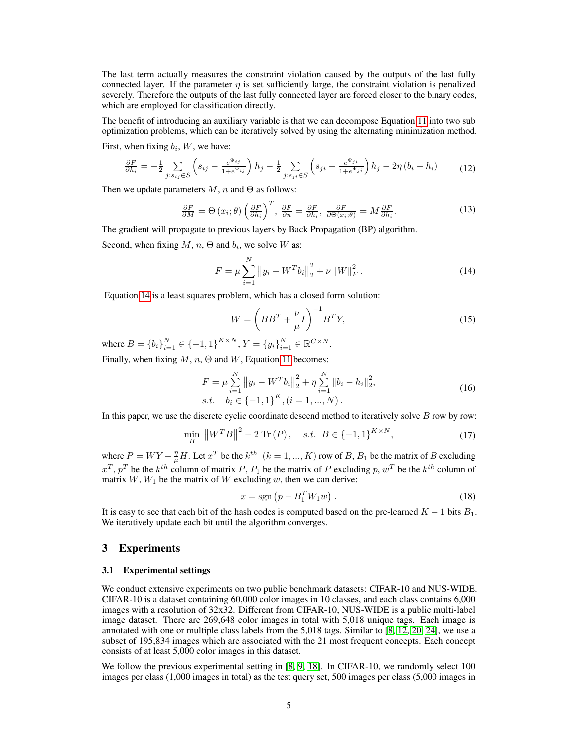The last term actually measures the constraint violation caused by the outputs of the last fully connected layer. If the parameter $\eta$ is set sufficiently large, the constraint violation is penalized severely. Therefore the outputs of the last fully connected layer are forced closer to the binary codes, which are employed for classification directly.

The benefit of introducing an auxiliary variable is that we can decompose Equation 11 into two sub optimization problems, which can be iteratively solved by using the alternating minimization method.

First, when fixing $b_i$, $W$, we have:

$$\frac{\partial F}{\partial h_i} = -\frac{1}{2} \sum_{j:s_{ij} \in S} \left( s_{ij} - \frac{e^{\Psi_{ij}}}{1+e^{\Psi_{ij}}} \right) h_j - \frac{1}{2} \sum_{j:s_{ji} \in S} \left( s_{ji} - \frac{e^{\Psi_{ji}}}{1+e^{\Psi_{ji}}} \right) h_j - 2\eta \left( b_i - h_i \right) \tag{12}$$

Then we update parameters $M$, $n$ and $\Theta$ as follows:

$$\frac{\partial F}{\partial M} = \Theta \left( x_i ; \theta \right) \left( \frac{\partial F}{\partial h_i} \right)^T, \; \frac{\partial F}{\partial n} = \frac{\partial F}{\partial h_i}, \; \frac{\partial F}{\partial \Theta(x_i;\theta)} = M \frac{\partial F}{\partial h_i}. \tag{13}$$

The gradient will propagate to previous layers by Back Propagation (BP) algorithm.

Second, when fixing $M$, $n$, $\Theta$ and $b_i$, we solve $W$ as:

$$F = \mu \sum_{i=1}^{N} \left\| y_i - W^T b_i \right\|_2^2 + \nu \left\| W \right\|_F^2. \tag{14}$$

Equation 14 is a least squares problem, which has a closed form solution:

$$W = \left( BB^T + \frac{\nu}{\mu} I \right)^{-1} B^T Y, \tag{15}$$

where $B = \{b_i\}_{i=1}^N \in \{-1, 1\}^{K \times N}$, $Y = \{y_i\}_{i=1}^N \in \mathbb{R}^{C \times N}$.

Finally, when fixing $M$, $n$, $\Theta$ and $W$, Equation 11 becomes:

$$\begin{aligned} F &= \mu \sum_{i=1}^{N} \left\| y_i - W^T b_i \right\|_2^2 + \eta \sum_{i=1}^{N} \left\| b_i - h_i \right\|_2^2, \\ s.t. \quad & b_i \in \{-1, 1\}^K, (i = 1, ..., N). \end{aligned} \tag{16}$$

In this paper, we use the discrete cyclic coordinate descend method to iteratively solve $B$ row by row:

$$\min_{B} \; \left\| W^T B \right\|^2 - 2 \operatorname{Tr}(P), \quad s.t. \; B \in \{-1, 1\}^{K \times N}, \tag{17}$$

where $P = WY + \frac{\eta}{\mu} H$. Let $x^T$ be the $k^{th}$ $(k = 1, ..., K)$ row of $B$, $B_1$ be the matrix of $B$ excluding $x^T$, $p^T$ be the $k^{th}$ column of matrix $P$, $P_1$ be the matrix of $P$ excluding $p$, $w^T$ be the $k^{th}$ column of matrix $W$, $W_1$ be the matrix of $W$ excluding $w$, then we can derive:

$$x = \operatorname{sgn} \left( p - B_1^T W_1 w \right). \tag{18}$$

It is easy to see that each bit of the hash codes is computed based on the pre-learned $K - 1$ bits $B_1$. We iteratively update each bit until the algorithm converges.

# 3 Experiments

## 3.1 Experimental settings

We conduct extensive experiments on two public benchmark datasets: CIFAR-10 and NUS-WIDE. CIFAR-10 is a dataset containing 60,000 color images in 10 classes, and each class contains 6,000 images with a resolution of 32x32. Different from CIFAR-10, NUS-WIDE is a public multi-label image dataset. There are 269,648 color images in total with 5,018 unique tags. Each image is annotated with one or multiple class labels from the 5,018 tags. Similar to [8, 12, 20, 24], we use a subset of 195,834 images which are associated with the 21 most frequent concepts. Each concept consists of at least 5,000 color images in this dataset.

We follow the previous experimental setting in [8, 9, 18]. In CIFAR-10, we randomly select 100 images per class (1,000 images in total) as the test query set, 500 images per class (5,000 images in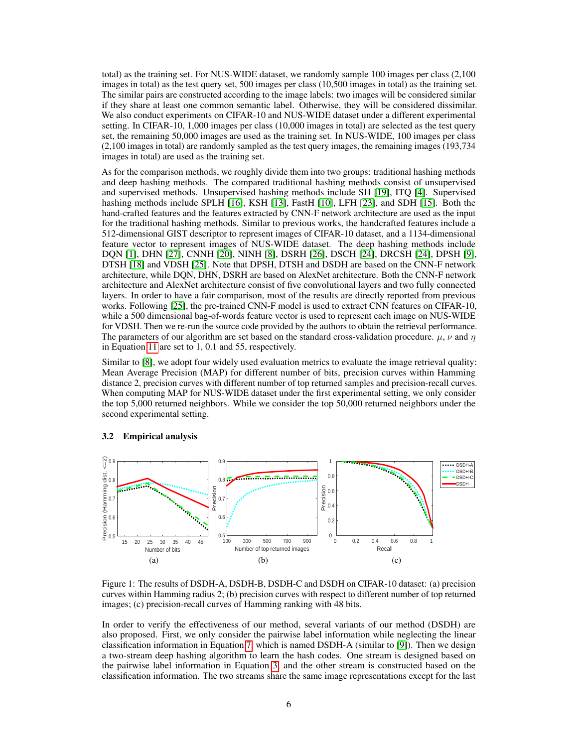total) as the training set. For NUS-WIDE dataset, we randomly sample 100 images per class (2,100 images in total) as the test query set, 500 images per class (10,500 images in total) as the training set. The similar pairs are constructed according to the image labels: two images will be considered similar if they share at least one common semantic label. Otherwise, they will be considered dissimilar. We also conduct experiments on CIFAR-10 and NUS-WIDE dataset under a different experimental setting. In CIFAR-10, 1,000 images per class (10,000 images in total) are selected as the test query set, the remaining 50,000 images are used as the training set. In NUS-WIDE, 100 images per class (2,100 images in total) are randomly sampled as the test query images, the remaining images (193,734 images in total) are used as the training set.

As for the comparison methods, we roughly divide them into two groups: traditional hashing methods and deep hashing methods. The compared traditional hashing methods consist of unsupervised and supervised methods. Unsupervised hashing methods include SH [19], ITQ [4]. Supervised hashing methods include SPLH [16], KSH [13], FastH [10], LFH [23], and SDH [15]. Both the hand-crafted features and the features extracted by CNN-F network architecture are used as the input for the traditional hashing methods. Similar to previous works, the handcrafted features include a 512-dimensional GIST descriptor to represent images of CIFAR-10 dataset, and a 1134-dimensional feature vector to represent images of NUS-WIDE dataset. The deep hashing methods include DQN [1], DHN [27], CNNH [20], NINH [8], DSRH [26], DSCH [24], DRCSH [24], DPSH [9], DTSH [18] and VDSH [25]. Note that DPSH, DTSH and DSDH are based on the CNN-F network architecture, while DQN, DHN, DSRH are based on AlexNet architecture. Both the CNN-F network architecture and AlexNet architecture consist of five convolutional layers and two fully connected layers. In order to have a fair comparison, most of the results are directly reported from previous works. Following [25], the pre-trained CNN-F model is used to extract CNN features on CIFAR-10, while a 500 dimensional bag-of-words feature vector is used to represent each image on NUS-WIDE for VDSH. Then we re-run the source code provided by the authors to obtain the retrieval performance. The parameters of our algorithm are set based on the standard cross-validation procedure. $\mu$, $\nu$ and $\eta$ in Equation 11 are set to 1, 0.1 and 55, respectively.

Similar to [8], we adopt four widely used evaluation metrics to evaluate the image retrieval quality: Mean Average Precision (MAP) for different number of bits, precision curves within Hamming distance 2, precision curves with different number of top returned samples and precision-recall curves. When computing MAP for NUS-WIDE dataset under the first experimental setting, we only consider the top 5,000 returned neighbors. While we consider the top 50,000 returned neighbors under the second experimental setting.

### 3.2 Empirical analysis

Figure 1: The results of DSDH-A, DSDH-B, DSDH-C and DSDH on CIFAR-10 dataset: (a) precision curves within Hamming radius 2; (b) precision curves with respect to different number of top returned images; (c) precision-recall curves of Hamming ranking with 48 bits.

In order to verify the effectiveness of our method, several variants of our method (DSDH) are also proposed. First, we only consider the pairwise label information while neglecting the linear classification information in Equation 7, which is named DSDH-A (similar to [9]). Then we design a two-stream deep hashing algorithm to learn the hash codes. One stream is designed based on the pairwise label information in Equation 3 and the other stream is constructed based on the classification information. The two streams share the same image representations except for the last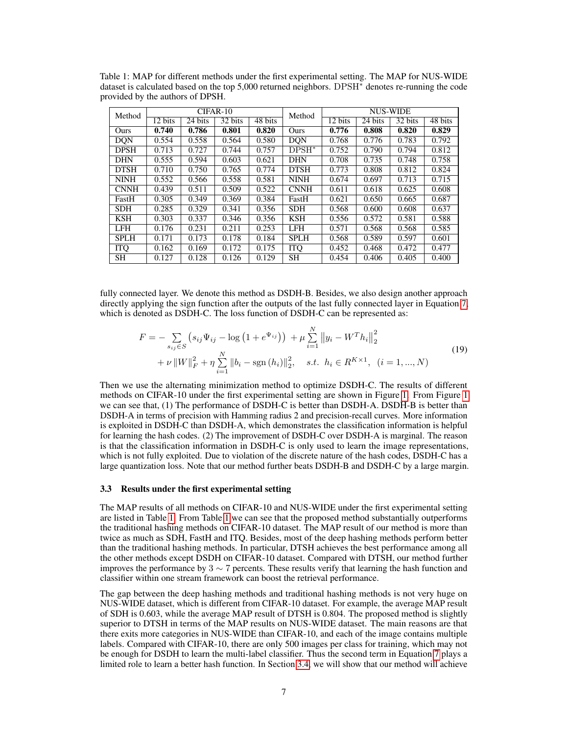Table 1: MAP for different methods under the first experimental setting. The MAP for NUS-WIDE dataset is calculated based on the top 5,000 returned neighbors. DPSH* denotes re-running the code provided by the authors of DPSH.

| Method | CIFAR-10 | | | | Method | NUS-WIDE | | | |
|---|---|---|---|---|---|---|---|---|---|
| | 12 bits | 24 bits | 32 bits | 48 bits | | 12 bits | 24 bits | 32 bits | 48 bits |
| Ours | **0.740** | **0.786** | **0.801** | **0.820** | Ours | **0.776** | **0.808** | **0.820** | **0.829** |
| DQN | 0.554 | 0.558 | 0.564 | 0.580 | DQN | 0.768 | 0.776 | 0.783 | 0.792 |
| DPSH | 0.713 | 0.727 | 0.744 | 0.757 | DPSH* | 0.752 | 0.790 | 0.794 | 0.812 |
| DHN | 0.555 | 0.594 | 0.603 | 0.621 | DHN | 0.708 | 0.735 | 0.748 | 0.758 |
| DTSH | 0.710 | 0.750 | 0.765 | 0.774 | DTSH | 0.773 | 0.808 | 0.812 | 0.824 |
| NINH | 0.552 | 0.566 | 0.558 | 0.581 | NINH | 0.674 | 0.697 | 0.713 | 0.715 |
| CNNH | 0.439 | 0.511 | 0.509 | 0.522 | CNNH | 0.611 | 0.618 | 0.625 | 0.608 |
| FastH | 0.305 | 0.349 | 0.369 | 0.384 | FastH | 0.621 | 0.650 | 0.665 | 0.687 |
| SDH | 0.285 | 0.329 | 0.341 | 0.356 | SDH | 0.568 | 0.600 | 0.608 | 0.637 |
| KSH | 0.303 | 0.337 | 0.346 | 0.356 | KSH | 0.556 | 0.572 | 0.581 | 0.588 |
| LFH | 0.176 | 0.231 | 0.211 | 0.253 | LFH | 0.571 | 0.568 | 0.568 | 0.585 |
| SPLH | 0.171 | 0.173 | 0.178 | 0.184 | SPLH | 0.568 | 0.589 | 0.597 | 0.601 |
| ITQ | 0.162 | 0.169 | 0.172 | 0.175 | ITQ | 0.452 | 0.468 | 0.472 | 0.477 |
| SH | 0.127 | 0.128 | 0.126 | 0.129 | SH | 0.454 | 0.406 | 0.405 | 0.400 |

fully connected layer. We denote this method as DSDH-B. Besides, we also design another approach directly applying the sign function after the outputs of the last fully connected layer in Equation 7, which is denoted as DSDH-C. The loss function of DSDH-C can be represented as:

$$
\begin{aligned}
F = & -\sum_{s_{ij} \in S} \left( s_{ij} \Psi_{ij} - \log\left(1 + e^{\Psi_{ij}}\right) \right) + \mu \sum_{i=1}^{N} \left\| y_i - W^T h_i \right\|_2^2 \\
& + \nu \left\| W \right\|_F^2 + \eta \sum_{i=1}^{N} \left\| b_i - \operatorname{sgn}(h_i) \right\|_2^2, \quad s.t.\ \ h_i \in R^{K \times 1},\ \ (i = 1, ..., N)
\end{aligned}
\tag{19}
$$

Then we use the alternating minimization method to optimize DSDH-C. The results of different methods on CIFAR-10 under the first experimental setting are shown in Figure 1. From Figure 1 we can see that, (1) The performance of DSDH-C is better than DSDH-A. DSDH-B is better than DSDH-A in terms of precision with Hamming radius 2 and precision-recall curves. More information is exploited in DSDH-C than DSDH-A, which demonstrates the classification information is helpful for learning the hash codes. (2) The improvement of DSDH-C over DSDH-A is marginal. The reason is that the classification information in DSDH-C is only used to learn the image representations, which is not fully exploited. Due to violation of the discrete nature of the hash codes, DSDH-C has a large quantization loss. Note that our method further beats DSDH-B and DSDH-C by a large margin.

### 3.3 Results under the first experimental setting

The MAP results of all methods on CIFAR-10 and NUS-WIDE under the first experimental setting are listed in Table 1. From Table 1 we can see that the proposed method substantially outperforms the traditional hashing methods on CIFAR-10 dataset. The MAP result of our method is more than twice as much as SDH, FastH and ITQ. Besides, most of the deep hashing methods perform better than the traditional hashing methods. In particular, DTSH achieves the best performance among all the other methods except DSDH on CIFAR-10 dataset. Compared with DTSH, our method further improves the performance by $3 \sim 7$ percents. These results verify that learning the hash function and classifier within one stream framework can boost the retrieval performance.

The gap between the deep hashing methods and traditional hashing methods is not very huge on NUS-WIDE dataset, which is different from CIFAR-10 dataset. For example, the average MAP result of SDH is 0.603, while the average MAP result of DTSH is 0.804. The proposed method is slightly superior to DTSH in terms of the MAP results on NUS-WIDE dataset. The main reasons are that there exits more categories in NUS-WIDE than CIFAR-10, and each of the image contains multiple labels. Compared with CIFAR-10, there are only 500 images per class for training, which may not be enough for DSDH to learn the multi-label classifier. Thus the second term in Equation 7 plays a limited role to learn a better hash function. In Section 3.4, we will show that our method will achieve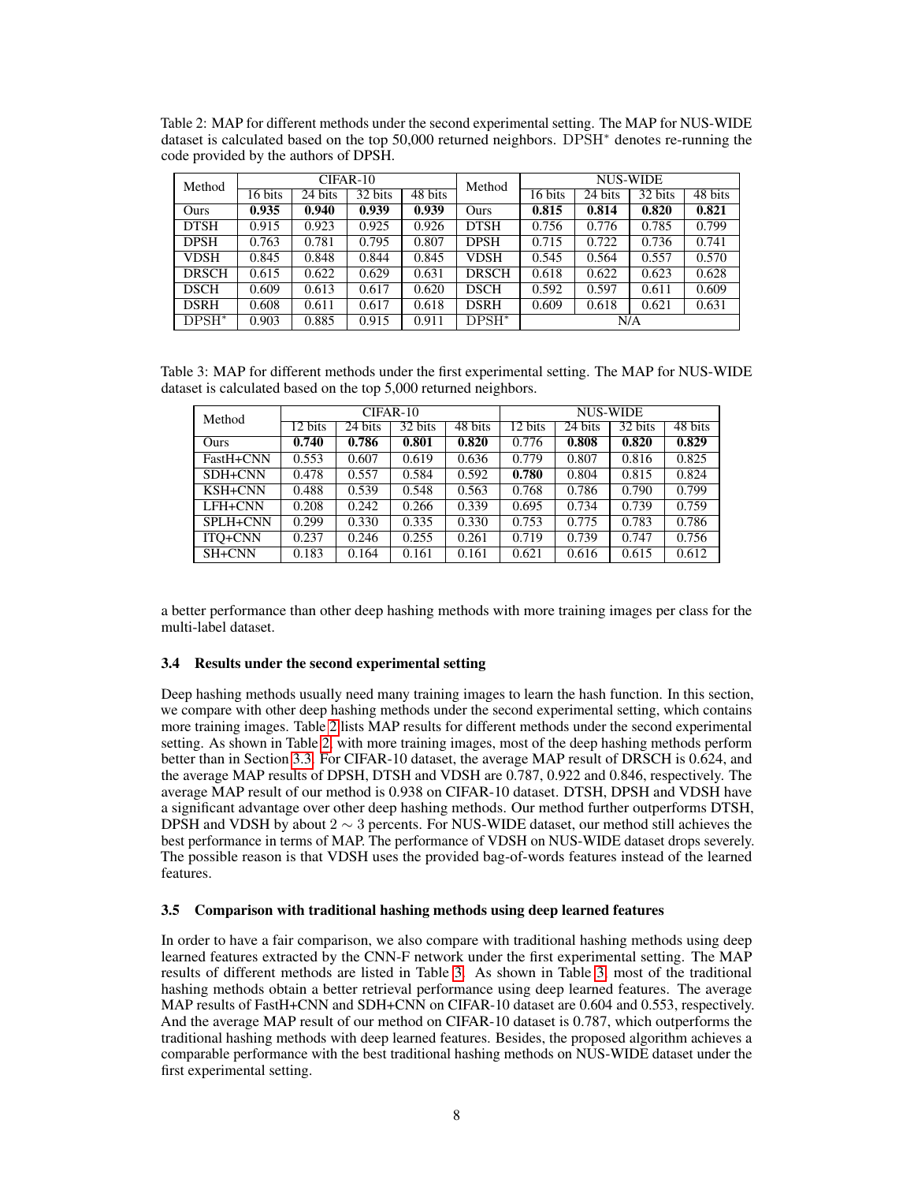Table 2: MAP for different methods under the second experimental setting. The MAP for NUS-WIDE dataset is calculated based on the top 50,000 returned neighbors. DPSH$^*$ denotes re-running the code provided by the authors of DPSH.

| Method | CIFAR-10 | | | | Method | NUS-WIDE | | | |
|---|---|---|---|---|---|---|---|---|---|
| | 16 bits | 24 bits | 32 bits | 48 bits | | 16 bits | 24 bits | 32 bits | 48 bits |
| Ours | **0.935** | **0.940** | **0.939** | **0.939** | Ours | **0.815** | **0.814** | **0.820** | **0.821** |
| DTSH | 0.915 | 0.923 | 0.925 | 0.926 | DTSH | 0.756 | 0.776 | 0.785 | 0.799 |
| DPSH | 0.763 | 0.781 | 0.795 | 0.807 | DPSH | 0.715 | 0.722 | 0.736 | 0.741 |
| VDSH | 0.845 | 0.848 | 0.844 | 0.845 | VDSH | 0.545 | 0.564 | 0.557 | 0.570 |
| DRSCH | 0.615 | 0.622 | 0.629 | 0.631 | DRSCH | 0.618 | 0.622 | 0.623 | 0.628 |
| DSCH | 0.609 | 0.613 | 0.617 | 0.620 | DSCH | 0.592 | 0.597 | 0.611 | 0.609 |
| DSRH | 0.608 | 0.611 | 0.617 | 0.618 | DSRH | 0.609 | 0.618 | 0.621 | 0.631 |
| DPSH$^*$ | 0.903 | 0.885 | 0.915 | 0.911 | DPSH$^*$ | N/A | | | |

Table 3: MAP for different methods under the first experimental setting. The MAP for NUS-WIDE dataset is calculated based on the top 5,000 returned neighbors.

| Method | CIFAR-10 | | | | NUS-WIDE | | | |
|---|---|---|---|---|---|---|---|---|
| | 12 bits | 24 bits | 32 bits | 48 bits | 12 bits | 24 bits | 32 bits | 48 bits |
| Ours | **0.740** | **0.786** | **0.801** | **0.820** | 0.776 | **0.808** | **0.820** | **0.829** |
| FastH+CNN | 0.553 | 0.607 | 0.619 | 0.636 | 0.779 | 0.807 | 0.816 | 0.825 |
| SDH+CNN | 0.478 | 0.557 | 0.584 | 0.592 | **0.780** | 0.804 | 0.815 | 0.824 |
| KSH+CNN | 0.488 | 0.539 | 0.548 | 0.563 | 0.768 | 0.786 | 0.790 | 0.799 |
| LFH+CNN | 0.208 | 0.242 | 0.266 | 0.339 | 0.695 | 0.734 | 0.739 | 0.759 |
| SPLH+CNN | 0.299 | 0.330 | 0.335 | 0.330 | 0.753 | 0.775 | 0.783 | 0.786 |
| ITQ+CNN | 0.237 | 0.246 | 0.255 | 0.261 | 0.719 | 0.739 | 0.747 | 0.756 |
| SH+CNN | 0.183 | 0.164 | 0.161 | 0.161 | 0.621 | 0.616 | 0.615 | 0.612 |

a better performance than other deep hashing methods with more training images per class for the multi-label dataset.

### 3.4 Results under the second experimental setting

Deep hashing methods usually need many training images to learn the hash function. In this section, we compare with other deep hashing methods under the second experimental setting, which contains more training images. Table 2 lists MAP results for different methods under the second experimental setting. As shown in Table 2, with more training images, most of the deep hashing methods perform better than in Section 3.3. For CIFAR-10 dataset, the average MAP result of DRSCH is 0.624, and the average MAP results of DPSH, DTSH and VDSH are 0.787, 0.922 and 0.846, respectively. The average MAP result of our method is 0.938 on CIFAR-10 dataset. DTSH, DPSH and VDSH have a significant advantage over other deep hashing methods. Our method further outperforms DTSH, DPSH and VDSH by about $2 \sim 3$ percents. For NUS-WIDE dataset, our method still achieves the best performance in terms of MAP. The performance of VDSH on NUS-WIDE dataset drops severely. The possible reason is that VDSH uses the provided bag-of-words features instead of the learned features.

### 3.5 Comparison with traditional hashing methods using deep learned features

In order to have a fair comparison, we also compare with traditional hashing methods using deep learned features extracted by the CNN-F network under the first experimental setting. The MAP results of different methods are listed in Table 3. As shown in Table 3, most of the traditional hashing methods obtain a better retrieval performance using deep learned features. The average MAP results of FastH+CNN and SDH+CNN on CIFAR-10 dataset are 0.604 and 0.553, respectively. And the average MAP result of our method on CIFAR-10 dataset is 0.787, which outperforms the traditional hashing methods with deep learned features. Besides, the proposed algorithm achieves a comparable performance with the best traditional hashing methods on NUS-WIDE dataset under the first experimental setting.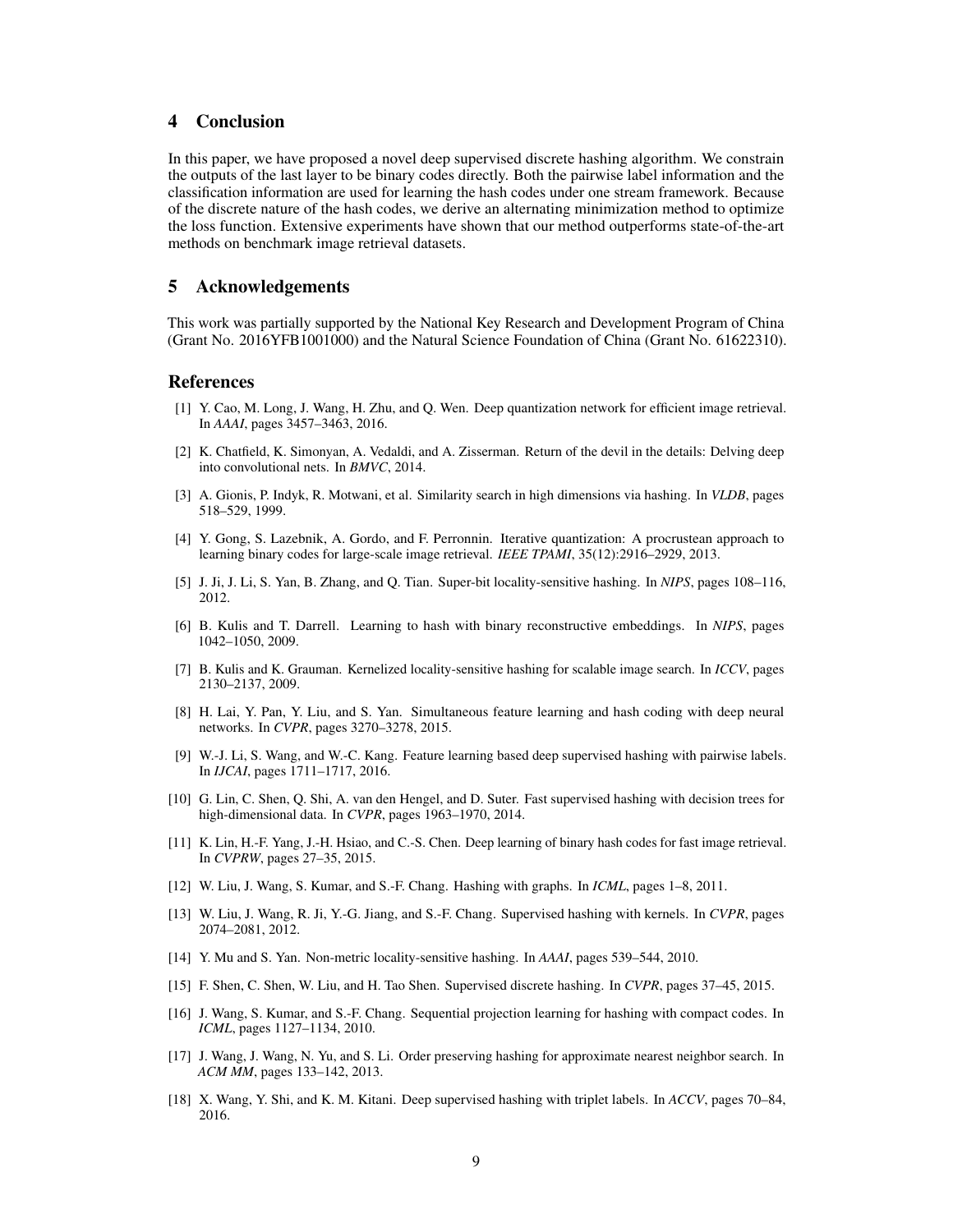## 4 Conclusion

In this paper, we have proposed a novel deep supervised discrete hashing algorithm. We constrain the outputs of the last layer to be binary codes directly. Both the pairwise label information and the classification information are used for learning the hash codes under one stream framework. Because of the discrete nature of the hash codes, we derive an alternating minimization method to optimize the loss function. Extensive experiments have shown that our method outperforms state-of-the-art methods on benchmark image retrieval datasets.

## 5 Acknowledgements

This work was partially supported by the National Key Research and Development Program of China (Grant No. 2016YFB1001000) and the Natural Science Foundation of China (Grant No. 61622310).

## References

[1] Y. Cao, M. Long, J. Wang, H. Zhu, and Q. Wen. Deep quantization network for efficient image retrieval. In *AAAI*, pages 3457–3463, 2016.

[2] K. Chatfield, K. Simonyan, A. Vedaldi, and A. Zisserman. Return of the devil in the details: Delving deep into convolutional nets. In *BMVC*, 2014.

[3] A. Gionis, P. Indyk, R. Motwani, et al. Similarity search in high dimensions via hashing. In *VLDB*, pages 518–529, 1999.

[4] Y. Gong, S. Lazebnik, A. Gordo, and F. Perronnin. Iterative quantization: A procrustean approach to learning binary codes for large-scale image retrieval. *IEEE TPAMI*, 35(12):2916–2929, 2013.

[5] J. Ji, J. Li, S. Yan, B. Zhang, and Q. Tian. Super-bit locality-sensitive hashing. In *NIPS*, pages 108–116, 2012.

[6] B. Kulis and T. Darrell. Learning to hash with binary reconstructive embeddings. In *NIPS*, pages 1042–1050, 2009.

[7] B. Kulis and K. Grauman. Kernelized locality-sensitive hashing for scalable image search. In *ICCV*, pages 2130–2137, 2009.

[8] H. Lai, Y. Pan, Y. Liu, and S. Yan. Simultaneous feature learning and hash coding with deep neural networks. In *CVPR*, pages 3270–3278, 2015.

[9] W.-J. Li, S. Wang, and W.-C. Kang. Feature learning based deep supervised hashing with pairwise labels. In *IJCAI*, pages 1711–1717, 2016.

[10] G. Lin, C. Shen, Q. Shi, A. van den Hengel, and D. Suter. Fast supervised hashing with decision trees for high-dimensional data. In *CVPR*, pages 1963–1970, 2014.

[11] K. Lin, H.-F. Yang, J.-H. Hsiao, and C.-S. Chen. Deep learning of binary hash codes for fast image retrieval. In *CVPRW*, pages 27–35, 2015.

[12] W. Liu, J. Wang, S. Kumar, and S.-F. Chang. Hashing with graphs. In *ICML*, pages 1–8, 2011.

[13] W. Liu, J. Wang, R. Ji, Y.-G. Jiang, and S.-F. Chang. Supervised hashing with kernels. In *CVPR*, pages 2074–2081, 2012.

[14] Y. Mu and S. Yan. Non-metric locality-sensitive hashing. In *AAAI*, pages 539–544, 2010.

[15] F. Shen, C. Shen, W. Liu, and H. Tao Shen. Supervised discrete hashing. In *CVPR*, pages 37–45, 2015.

[16] J. Wang, S. Kumar, and S.-F. Chang. Sequential projection learning for hashing with compact codes. In *ICML*, pages 1127–1134, 2010.

[17] J. Wang, J. Wang, N. Yu, and S. Li. Order preserving hashing for approximate nearest neighbor search. In *ACM MM*, pages 133–142, 2013.

[18] X. Wang, Y. Shi, and K. M. Kitani. Deep supervised hashing with triplet labels. In *ACCV*, pages 70–84, 2016.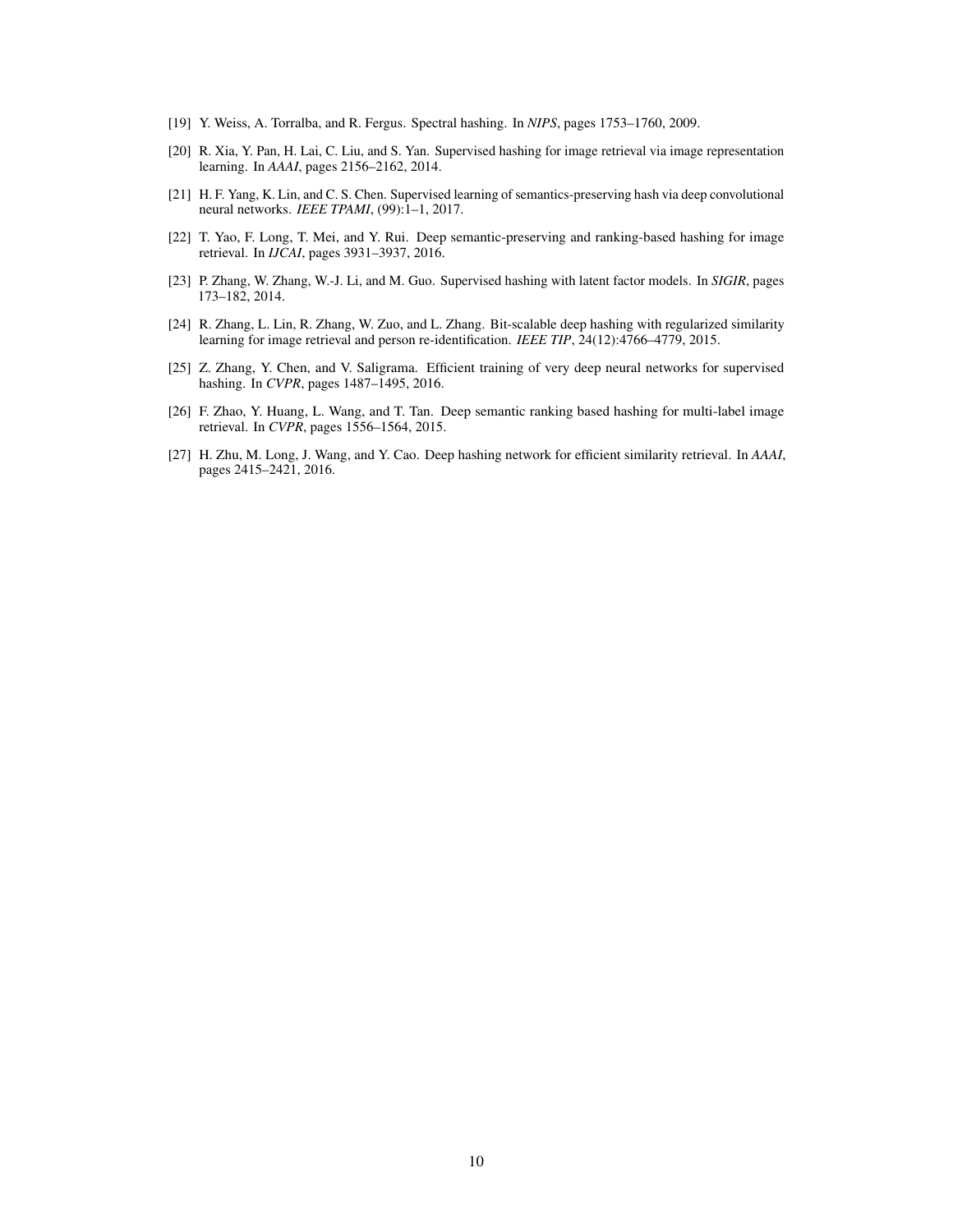[19] Y. Weiss, A. Torralba, and R. Fergus. Spectral hashing. In *NIPS*, pages 1753–1760, 2009.

[20] R. Xia, Y. Pan, H. Lai, C. Liu, and S. Yan. Supervised hashing for image retrieval via image representation learning. In *AAAI*, pages 2156–2162, 2014.

[21] H. F. Yang, K. Lin, and C. S. Chen. Supervised learning of semantics-preserving hash via deep convolutional neural networks. *IEEE TPAMI*, (99):1–1, 2017.

[22] T. Yao, F. Long, T. Mei, and Y. Rui. Deep semantic-preserving and ranking-based hashing for image retrieval. In *IJCAI*, pages 3931–3937, 2016.

[23] P. Zhang, W. Zhang, W.-J. Li, and M. Guo. Supervised hashing with latent factor models. In *SIGIR*, pages 173–182, 2014.

[24] R. Zhang, L. Lin, R. Zhang, W. Zuo, and L. Zhang. Bit-scalable deep hashing with regularized similarity learning for image retrieval and person re-identification. *IEEE TIP*, 24(12):4766–4779, 2015.

[25] Z. Zhang, Y. Chen, and V. Saligrama. Efficient training of very deep neural networks for supervised hashing. In *CVPR*, pages 1487–1495, 2016.

[26] F. Zhao, Y. Huang, L. Wang, and T. Tan. Deep semantic ranking based hashing for multi-label image retrieval. In *CVPR*, pages 1556–1564, 2015.

[27] H. Zhu, M. Long, J. Wang, and Y. Cao. Deep hashing network for efficient similarity retrieval. In *AAAI*, pages 2415–2421, 2016.